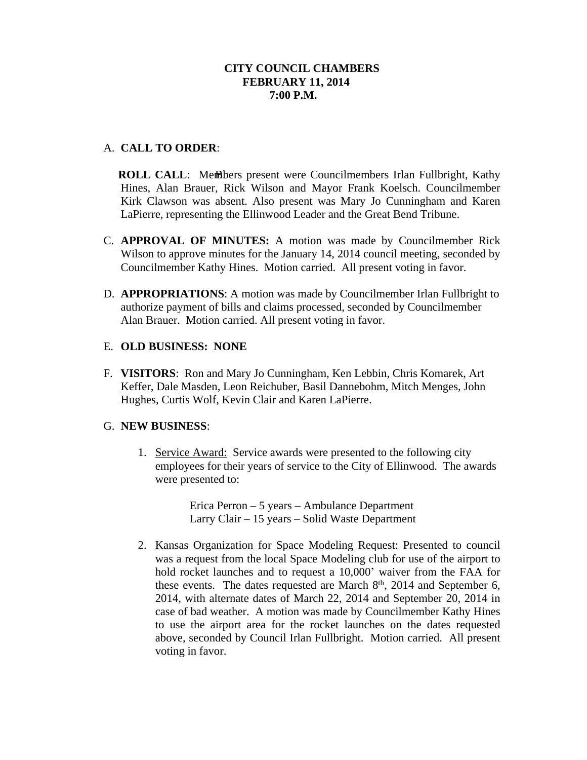**CITY COUNCIL CHAMBERS**
**FEBRUARY 11, 2014**
**7:00 P.M.**

A. **CALL TO ORDER**:

B. **ROLL CALL**: Members present were Councilmembers Irlan Fullbright, Kathy Hines, Alan Brauer, Rick Wilson and Mayor Frank Koelsch. Councilmember Kirk Clawson was absent. Also present was Mary Jo Cunningham and Karen LaPierre, representing the Ellinwood Leader and the Great Bend Tribune.

C. **APPROVAL OF MINUTES:** A motion was made by Councilmember Rick Wilson to approve minutes for the January 14, 2014 council meeting, seconded by Councilmember Kathy Hines. Motion carried. All present voting in favor.

D. **APPROPRIATIONS**: A motion was made by Councilmember Irlan Fullbright to authorize payment of bills and claims processed, seconded by Councilmember Alan Brauer. Motion carried. All present voting in favor.

E. **OLD BUSINESS: NONE**

F. **VISITORS**: Ron and Mary Jo Cunningham, Ken Lebbin, Chris Komarek, Art Keffer, Dale Masden, Leon Reichuber, Basil Dannebohm, Mitch Menges, John Hughes, Curtis Wolf, Kevin Clair and Karen LaPierre.

G. **NEW BUSINESS**:

1. Service Award: Service awards were presented to the following city employees for their years of service to the City of Ellinwood. The awards were presented to:

   Erica Perron – 5 years – Ambulance Department
   Larry Clair – 15 years – Solid Waste Department

2. Kansas Organization for Space Modeling Request: Presented to council was a request from the local Space Modeling club for use of the airport to hold rocket launches and to request a 10,000' waiver from the FAA for these events. The dates requested are March 8th, 2014 and September 6, 2014, with alternate dates of March 22, 2014 and September 20, 2014 in case of bad weather. A motion was made by Councilmember Kathy Hines to use the airport area for the rocket launches on the dates requested above, seconded by Council Irlan Fullbright. Motion carried. All present voting in favor.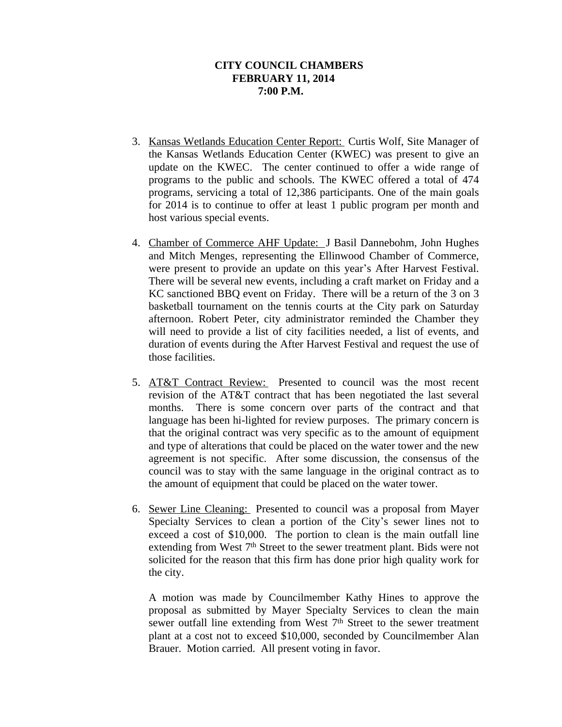**CITY COUNCIL CHAMBERS**
**FEBRUARY 11, 2014**
**7:00 P.M.**

3. Kansas Wetlands Education Center Report: Curtis Wolf, Site Manager of the Kansas Wetlands Education Center (KWEC) was present to give an update on the KWEC. The center continued to offer a wide range of programs to the public and schools. The KWEC offered a total of 474 programs, servicing a total of 12,386 participants. One of the main goals for 2014 is to continue to offer at least 1 public program per month and host various special events.

4. Chamber of Commerce AHF Update: J Basil Dannebohm, John Hughes and Mitch Menges, representing the Ellinwood Chamber of Commerce, were present to provide an update on this year's After Harvest Festival. There will be several new events, including a craft market on Friday and a KC sanctioned BBQ event on Friday. There will be a return of the 3 on 3 basketball tournament on the tennis courts at the City park on Saturday afternoon. Robert Peter, city administrator reminded the Chamber they will need to provide a list of city facilities needed, a list of events, and duration of events during the After Harvest Festival and request the use of those facilities.

5. AT&T Contract Review: Presented to council was the most recent revision of the AT&T contract that has been negotiated the last several months. There is some concern over parts of the contract and that language has been hi-lighted for review purposes. The primary concern is that the original contract was very specific as to the amount of equipment and type of alterations that could be placed on the water tower and the new agreement is not specific. After some discussion, the consensus of the council was to stay with the same language in the original contract as to the amount of equipment that could be placed on the water tower.

6. Sewer Line Cleaning: Presented to council was a proposal from Mayer Specialty Services to clean a portion of the City's sewer lines not to exceed a cost of $10,000. The portion to clean is the main outfall line extending from West 7th Street to the sewer treatment plant. Bids were not solicited for the reason that this firm has done prior high quality work for the city.

   A motion was made by Councilmember Kathy Hines to approve the proposal as submitted by Mayer Specialty Services to clean the main sewer outfall line extending from West 7th Street to the sewer treatment plant at a cost not to exceed $10,000, seconded by Councilmember Alan Brauer. Motion carried. All present voting in favor.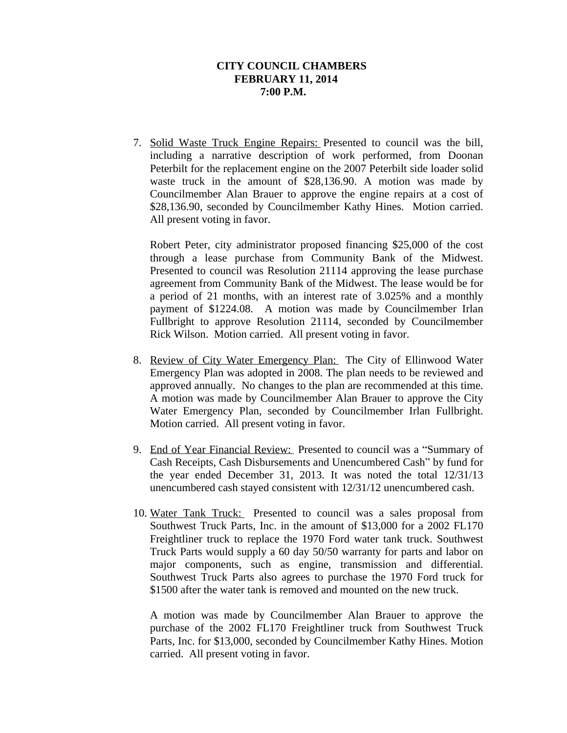**CITY COUNCIL CHAMBERS**
**FEBRUARY 11, 2014**
**7:00 P.M.**

7. Solid Waste Truck Engine Repairs: Presented to council was the bill, including a narrative description of work performed, from Doonan Peterbilt for the replacement engine on the 2007 Peterbilt side loader solid waste truck in the amount of $28,136.90. A motion was made by Councilmember Alan Brauer to approve the engine repairs at a cost of $28,136.90, seconded by Councilmember Kathy Hines. Motion carried. All present voting in favor.

   Robert Peter, city administrator proposed financing $25,000 of the cost through a lease purchase from Community Bank of the Midwest. Presented to council was Resolution 21114 approving the lease purchase agreement from Community Bank of the Midwest. The lease would be for a period of 21 months, with an interest rate of 3.025% and a monthly payment of $1224.08. A motion was made by Councilmember Irlan Fullbright to approve Resolution 21114, seconded by Councilmember Rick Wilson. Motion carried. All present voting in favor.

8. Review of City Water Emergency Plan: The City of Ellinwood Water Emergency Plan was adopted in 2008. The plan needs to be reviewed and approved annually. No changes to the plan are recommended at this time. A motion was made by Councilmember Alan Brauer to approve the City Water Emergency Plan, seconded by Councilmember Irlan Fullbright. Motion carried. All present voting in favor.

9. End of Year Financial Review: Presented to council was a "Summary of Cash Receipts, Cash Disbursements and Unencumbered Cash" by fund for the year ended December 31, 2013. It was noted the total 12/31/13 unencumbered cash stayed consistent with 12/31/12 unencumbered cash.

10. Water Tank Truck: Presented to council was a sales proposal from Southwest Truck Parts, Inc. in the amount of $13,000 for a 2002 FL170 Freightliner truck to replace the 1970 Ford water tank truck. Southwest Truck Parts would supply a 60 day 50/50 warranty for parts and labor on major components, such as engine, transmission and differential. Southwest Truck Parts also agrees to purchase the 1970 Ford truck for $1500 after the water tank is removed and mounted on the new truck.

    A motion was made by Councilmember Alan Brauer to approve the purchase of the 2002 FL170 Freightliner truck from Southwest Truck Parts, Inc. for $13,000, seconded by Councilmember Kathy Hines. Motion carried. All present voting in favor.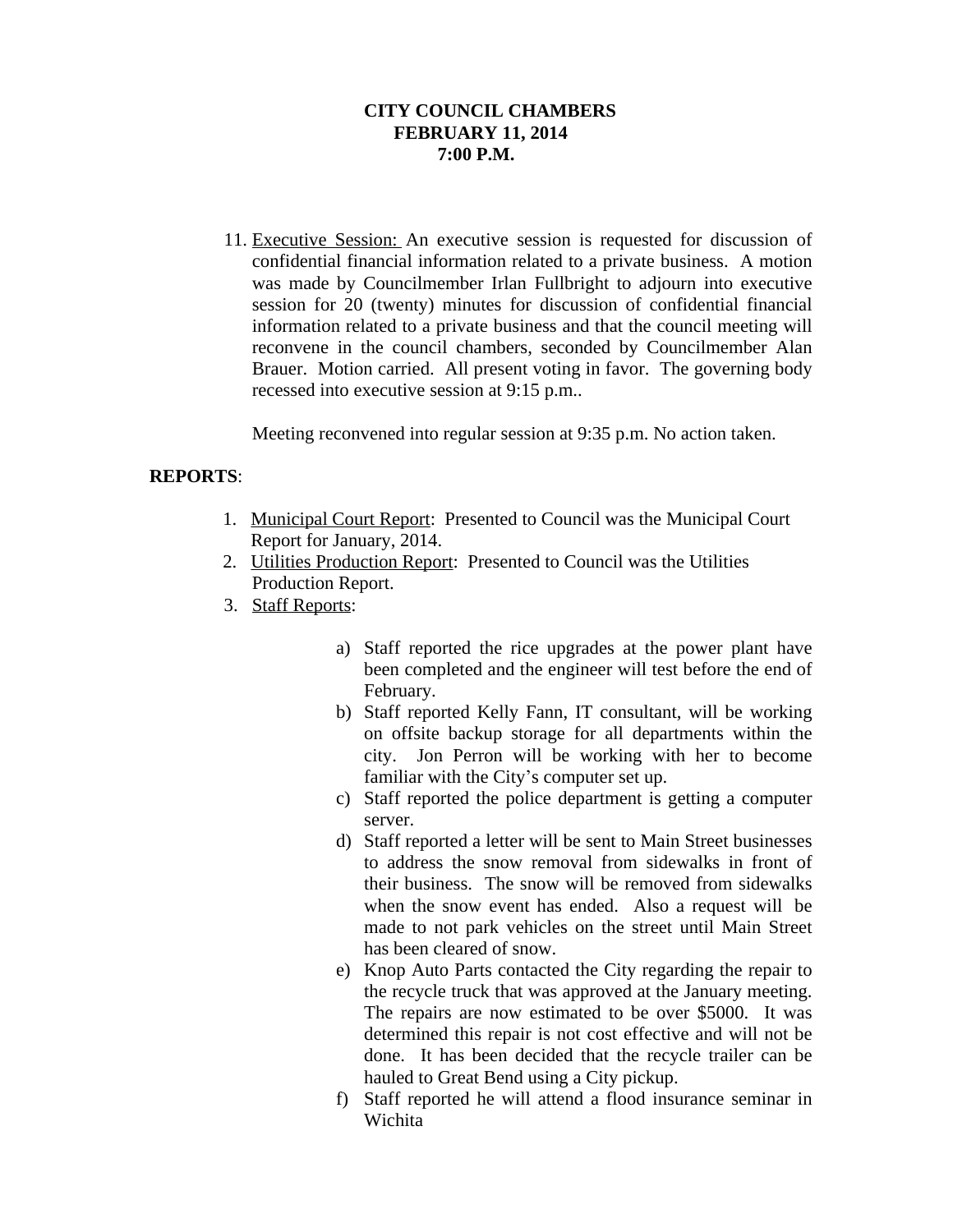**CITY COUNCIL CHAMBERS**
**FEBRUARY 11, 2014**
**7:00 P.M.**

11. Executive Session: An executive session is requested for discussion of confidential financial information related to a private business. A motion was made by Councilmember Irlan Fullbright to adjourn into executive session for 20 (twenty) minutes for discussion of confidential financial information related to a private business and that the council meeting will reconvene in the council chambers, seconded by Councilmember Alan Brauer. Motion carried. All present voting in favor. The governing body recessed into executive session at 9:15 p.m..

    Meeting reconvened into regular session at 9:35 p.m. No action taken.

**REPORTS**:

1. Municipal Court Report: Presented to Council was the Municipal Court Report for January, 2014.
2. Utilities Production Report: Presented to Council was the Utilities Production Report.
3. Staff Reports:

    a) Staff reported the rice upgrades at the power plant have been completed and the engineer will test before the end of February.
    b) Staff reported Kelly Fann, IT consultant, will be working on offsite backup storage for all departments within the city. Jon Perron will be working with her to become familiar with the City's computer set up.
    c) Staff reported the police department is getting a computer server.
    d) Staff reported a letter will be sent to Main Street businesses to address the snow removal from sidewalks in front of their business. The snow will be removed from sidewalks when the snow event has ended. Also a request will be made to not park vehicles on the street until Main Street has been cleared of snow.
    e) Knop Auto Parts contacted the City regarding the repair to the recycle truck that was approved at the January meeting. The repairs are now estimated to be over $5000. It was determined this repair is not cost effective and will not be done. It has been decided that the recycle trailer can be hauled to Great Bend using a City pickup.
    f) Staff reported he will attend a flood insurance seminar in Wichita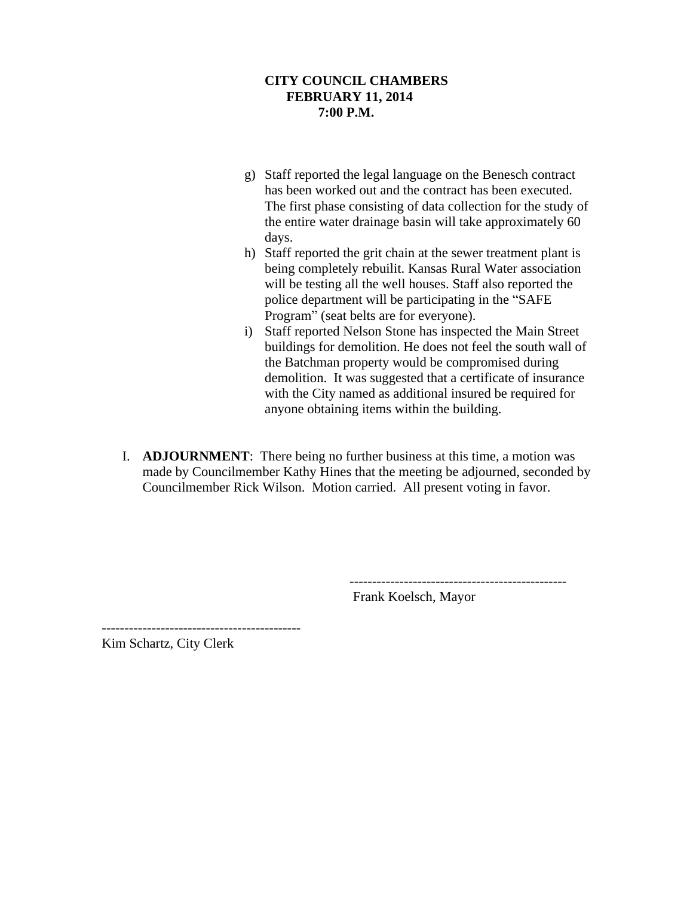**CITY COUNCIL CHAMBERS**
**FEBRUARY 11, 2014**
**7:00 P.M.**

g) Staff reported the legal language on the Benesch contract has been worked out and the contract has been executed. The first phase consisting of data collection for the study of the entire water drainage basin will take approximately 60 days.
h) Staff reported the grit chain at the sewer treatment plant is being completely rebuilit. Kansas Rural Water association will be testing all the well houses. Staff also reported the police department will be participating in the "SAFE Program" (seat belts are for everyone).
i) Staff reported Nelson Stone has inspected the Main Street buildings for demolition. He does not feel the south wall of the Batchman property would be compromised during demolition. It was suggested that a certificate of insurance with the City named as additional insured be required for anyone obtaining items within the building.

I. **ADJOURNMENT**: There being no further business at this time, a motion was made by Councilmember Kathy Hines that the meeting be adjourned, seconded by Councilmember Rick Wilson. Motion carried. All present voting in favor.

-----------------------------------------------
Frank Koelsch, Mayor

-------------------------------------------
Kim Schartz, City Clerk